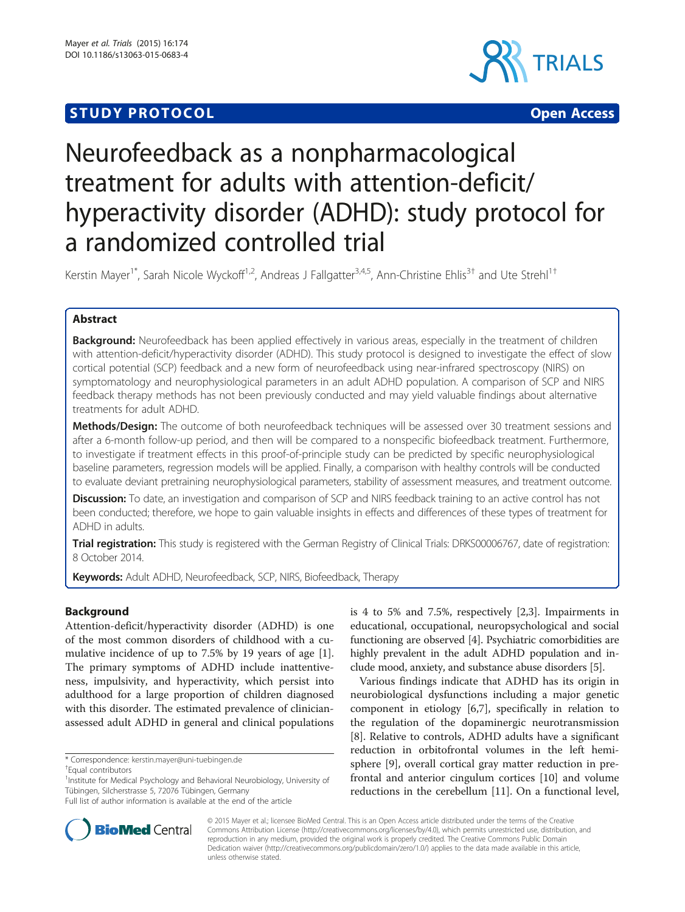**STUDY PROTOCOL** **Open Access**

# Neurofeedback as a nonpharmacological treatment for adults with attention-deficit/hyperactivity disorder (ADHD): study protocol for a randomized controlled trial

Kerstin Mayer[1*], Sarah Nicole Wyckoff[1,2], Andreas J Fallgatter[3,4,5], Ann-Christine Ehlis[3†] and Ute Strehl[1†]

## Abstract

**Background:** Neurofeedback has been applied effectively in various areas, especially in the treatment of children with attention-deficit/hyperactivity disorder (ADHD). This study protocol is designed to investigate the effect of slow cortical potential (SCP) feedback and a new form of neurofeedback using near-infrared spectroscopy (NIRS) on symptomatology and neurophysiological parameters in an adult ADHD population. A comparison of SCP and NIRS feedback therapy methods has not been previously conducted and may yield valuable findings about alternative treatments for adult ADHD.

**Methods/Design:** The outcome of both neurofeedback techniques will be assessed over 30 treatment sessions and after a 6-month follow-up period, and then will be compared to a nonspecific biofeedback treatment. Furthermore, to investigate if treatment effects in this proof-of-principle study can be predicted by specific neurophysiological baseline parameters, regression models will be applied. Finally, a comparison with healthy controls will be conducted to evaluate deviant pretraining neurophysiological parameters, stability of assessment measures, and treatment outcome.

**Discussion:** To date, an investigation and comparison of SCP and NIRS feedback training to an active control has not been conducted; therefore, we hope to gain valuable insights in effects and differences of these types of treatment for ADHD in adults.

**Trial registration:** This study is registered with the German Registry of Clinical Trials: DRKS00006767, date of registration: 8 October 2014.

**Keywords:** Adult ADHD, Neurofeedback, SCP, NIRS, Biofeedback, Therapy

## Background

Attention-deficit/hyperactivity disorder (ADHD) is one of the most common disorders of childhood with a cumulative incidence of up to 7.5% by 19 years of age [1]. The primary symptoms of ADHD include inattentiveness, impulsivity, and hyperactivity, which persist into adulthood for a large proportion of children diagnosed with this disorder. The estimated prevalence of clinician-assessed adult ADHD in general and clinical populations is 4 to 5% and 7.5%, respectively [2,3]. Impairments in educational, occupational, neuropsychological and social functioning are observed [4]. Psychiatric comorbidities are highly prevalent in the adult ADHD population and include mood, anxiety, and substance abuse disorders [5].

Various findings indicate that ADHD has its origin in neurobiological dysfunctions including a major genetic component in etiology [6,7], specifically in relation to the regulation of the dopaminergic neurotransmission [8]. Relative to controls, ADHD adults have a significant reduction in orbitofrontal volumes in the left hemisphere [9], overall cortical gray matter reduction in prefrontal and anterior cingulum cortices [10] and volume reductions in the cerebellum [11]. On a functional level,

\* Correspondence: kerstin.mayer@uni-tuebingen.de
†Equal contributors
[1]Institute for Medical Psychology and Behavioral Neurobiology, University of Tübingen, Silcherstrasse 5, 72076 Tübingen, Germany
Full list of author information is available at the end of the article

© 2015 Mayer et al.; licensee BioMed Central. This is an Open Access article distributed under the terms of the Creative Commons Attribution License (http://creativecommons.org/licenses/by/4.0), which permits unrestricted use, distribution, and reproduction in any medium, provided the original work is properly credited. The Creative Commons Public Domain Dedication waiver (http://creativecommons.org/publicdomain/zero/1.0/) applies to the data made available in this article, unless otherwise stated.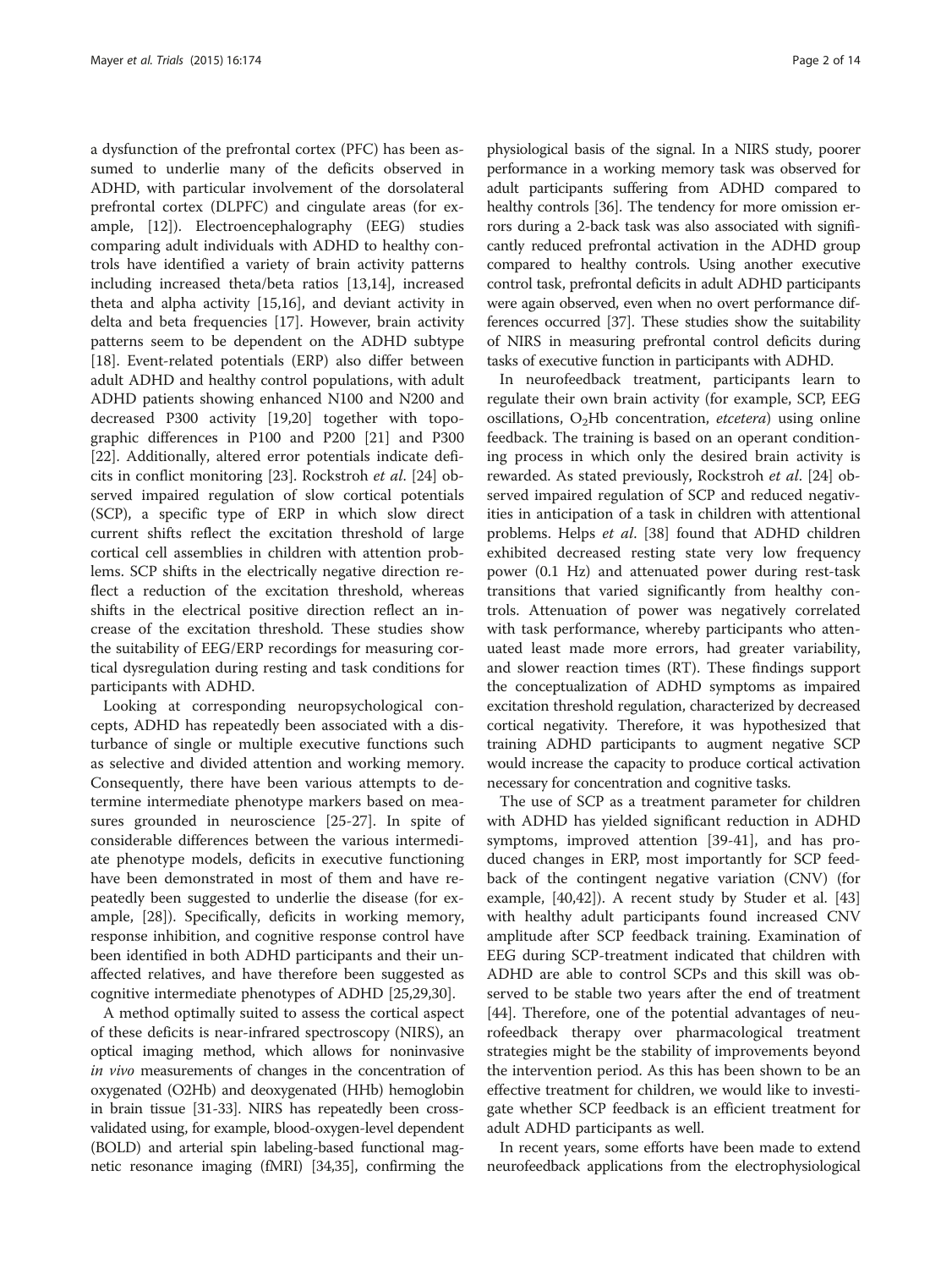a dysfunction of the prefrontal cortex (PFC) has been assumed to underlie many of the deficits observed in ADHD, with particular involvement of the dorsolateral prefrontal cortex (DLPFC) and cingulate areas (for example, [12]). Electroencephalography (EEG) studies comparing adult individuals with ADHD to healthy controls have identified a variety of brain activity patterns including increased theta/beta ratios [13,14], increased theta and alpha activity [15,16], and deviant activity in delta and beta frequencies [17]. However, brain activity patterns seem to be dependent on the ADHD subtype [18]. Event-related potentials (ERP) also differ between adult ADHD and healthy control populations, with adult ADHD patients showing enhanced N100 and N200 and decreased P300 activity [19,20] together with topographic differences in P100 and P200 [21] and P300 [22]. Additionally, altered error potentials indicate deficits in conflict monitoring [23]. Rockstroh *et al*. [24] observed impaired regulation of slow cortical potentials (SCP), a specific type of ERP in which slow direct current shifts reflect the excitation threshold of large cortical cell assemblies in children with attention problems. SCP shifts in the electrically negative direction reflect a reduction of the excitation threshold, whereas shifts in the electrical positive direction reflect an increase of the excitation threshold. These studies show the suitability of EEG/ERP recordings for measuring cortical dysregulation during resting and task conditions for participants with ADHD.

Looking at corresponding neuropsychological concepts, ADHD has repeatedly been associated with a disturbance of single or multiple executive functions such as selective and divided attention and working memory. Consequently, there have been various attempts to determine intermediate phenotype markers based on measures grounded in neuroscience [25-27]. In spite of considerable differences between the various intermediate phenotype models, deficits in executive functioning have been demonstrated in most of them and have repeatedly been suggested to underlie the disease (for example, [28]). Specifically, deficits in working memory, response inhibition, and cognitive response control have been identified in both ADHD participants and their unaffected relatives, and have therefore been suggested as cognitive intermediate phenotypes of ADHD [25,29,30].

A method optimally suited to assess the cortical aspect of these deficits is near-infrared spectroscopy (NIRS), an optical imaging method, which allows for noninvasive *in vivo* measurements of changes in the concentration of oxygenated (O2Hb) and deoxygenated (HHb) hemoglobin in brain tissue [31-33]. NIRS has repeatedly been cross-validated using, for example, blood-oxygen-level dependent (BOLD) and arterial spin labeling-based functional magnetic resonance imaging (fMRI) [34,35], confirming the physiological basis of the signal. In a NIRS study, poorer performance in a working memory task was observed for adult participants suffering from ADHD compared to healthy controls [36]. The tendency for more omission errors during a 2-back task was also associated with significantly reduced prefrontal activation in the ADHD group compared to healthy controls. Using another executive control task, prefrontal deficits in adult ADHD participants were again observed, even when no overt performance differences occurred [37]. These studies show the suitability of NIRS in measuring prefrontal control deficits during tasks of executive function in participants with ADHD.

In neurofeedback treatment, participants learn to regulate their own brain activity (for example, SCP, EEG oscillations, $O_2$Hb concentration, *etcetera*) using online feedback. The training is based on an operant conditioning process in which only the desired brain activity is rewarded. As stated previously, Rockstroh *et al*. [24] observed impaired regulation of SCP and reduced negativities in anticipation of a task in children with attentional problems. Helps *et al*. [38] found that ADHD children exhibited decreased resting state very low frequency power (0.1 Hz) and attenuated power during rest-task transitions that varied significantly from healthy controls. Attenuation of power was negatively correlated with task performance, whereby participants who attenuated least made more errors, had greater variability, and slower reaction times (RT). These findings support the conceptualization of ADHD symptoms as impaired excitation threshold regulation, characterized by decreased cortical negativity. Therefore, it was hypothesized that training ADHD participants to augment negative SCP would increase the capacity to produce cortical activation necessary for concentration and cognitive tasks.

The use of SCP as a treatment parameter for children with ADHD has yielded significant reduction in ADHD symptoms, improved attention [39-41], and has produced changes in ERP, most importantly for SCP feedback of the contingent negative variation (CNV) (for example, [40,42]). A recent study by Studer et al. [43] with healthy adult participants found increased CNV amplitude after SCP feedback training. Examination of EEG during SCP-treatment indicated that children with ADHD are able to control SCPs and this skill was observed to be stable two years after the end of treatment [44]. Therefore, one of the potential advantages of neurofeedback therapy over pharmacological treatment strategies might be the stability of improvements beyond the intervention period. As this has been shown to be an effective treatment for children, we would like to investigate whether SCP feedback is an efficient treatment for adult ADHD participants as well.

In recent years, some efforts have been made to extend neurofeedback applications from the electrophysiological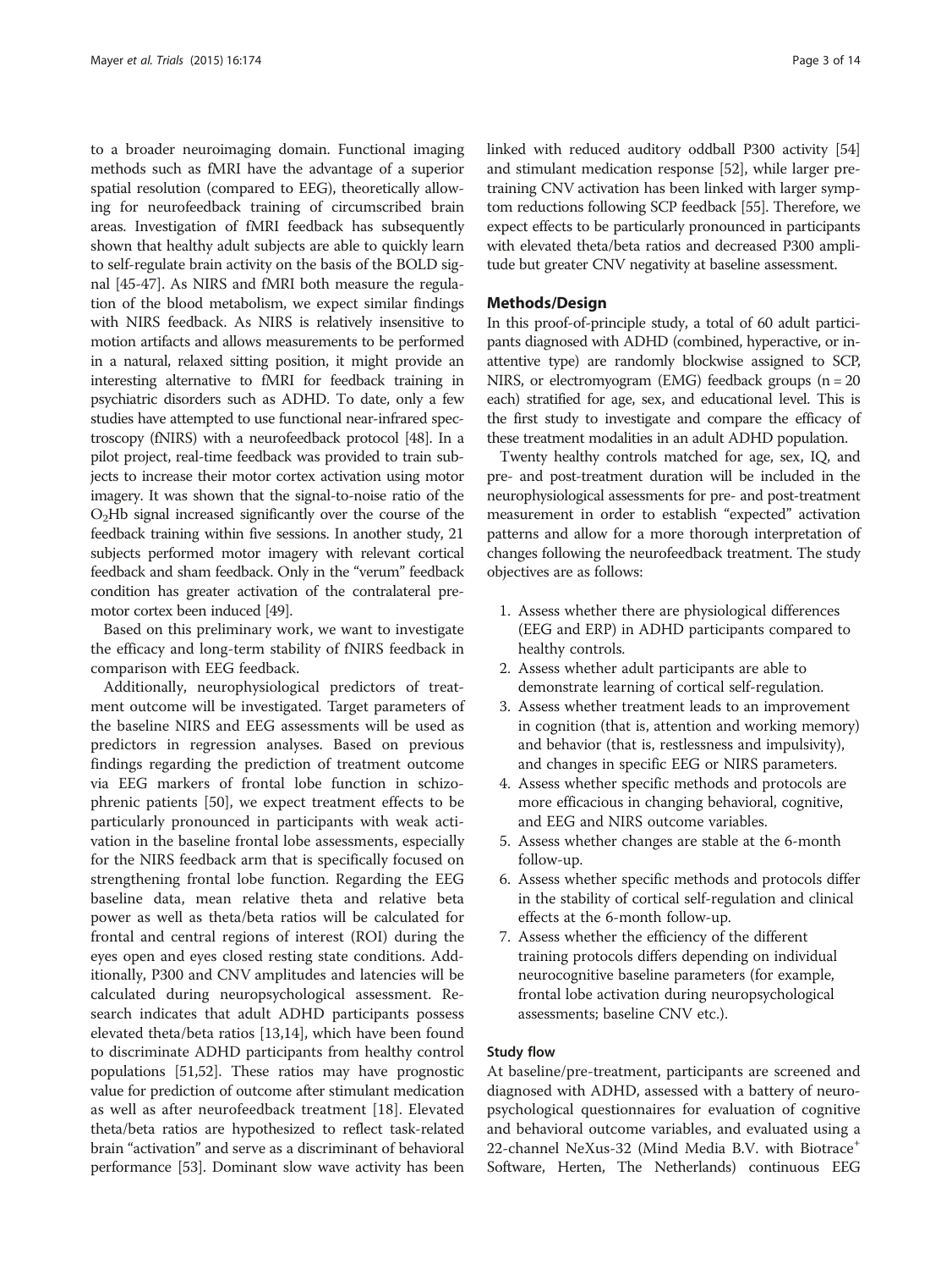to a broader neuroimaging domain. Functional imaging methods such as fMRI have the advantage of a superior spatial resolution (compared to EEG), theoretically allowing for neurofeedback training of circumscribed brain areas. Investigation of fMRI feedback has subsequently shown that healthy adult subjects are able to quickly learn to self-regulate brain activity on the basis of the BOLD signal [45-47]. As NIRS and fMRI both measure the regulation of the blood metabolism, we expect similar findings with NIRS feedback. As NIRS is relatively insensitive to motion artifacts and allows measurements to be performed in a natural, relaxed sitting position, it might provide an interesting alternative to fMRI for feedback training in psychiatric disorders such as ADHD. To date, only a few studies have attempted to use functional near-infrared spectroscopy (fNIRS) with a neurofeedback protocol [48]. In a pilot project, real-time feedback was provided to train subjects to increase their motor cortex activation using motor imagery. It was shown that the signal-to-noise ratio of the $O_2Hb$ signal increased significantly over the course of the feedback training within five sessions. In another study, 21 subjects performed motor imagery with relevant cortical feedback and sham feedback. Only in the "verum" feedback condition has greater activation of the contralateral premotor cortex been induced [49].

Based on this preliminary work, we want to investigate the efficacy and long-term stability of fNIRS feedback in comparison with EEG feedback.

Additionally, neurophysiological predictors of treatment outcome will be investigated. Target parameters of the baseline NIRS and EEG assessments will be used as predictors in regression analyses. Based on previous findings regarding the prediction of treatment outcome via EEG markers of frontal lobe function in schizophrenic patients [50], we expect treatment effects to be particularly pronounced in participants with weak activation in the baseline frontal lobe assessments, especially for the NIRS feedback arm that is specifically focused on strengthening frontal lobe function. Regarding the EEG baseline data, mean relative theta and relative beta power as well as theta/beta ratios will be calculated for frontal and central regions of interest (ROI) during the eyes open and eyes closed resting state conditions. Additionally, P300 and CNV amplitudes and latencies will be calculated during neuropsychological assessment. Research indicates that adult ADHD participants possess elevated theta/beta ratios [13,14], which have been found to discriminate ADHD participants from healthy control populations [51,52]. These ratios may have prognostic value for prediction of outcome after stimulant medication as well as after neurofeedback treatment [18]. Elevated theta/beta ratios are hypothesized to reflect task-related brain "activation" and serve as a discriminant of behavioral performance [53]. Dominant slow wave activity has been linked with reduced auditory oddball P300 activity [54] and stimulant medication response [52], while larger pre-training CNV activation has been linked with larger symptom reductions following SCP feedback [55]. Therefore, we expect effects to be particularly pronounced in participants with elevated theta/beta ratios and decreased P300 amplitude but greater CNV negativity at baseline assessment.

## Methods/Design

In this proof-of-principle study, a total of 60 adult participants diagnosed with ADHD (combined, hyperactive, or inattentive type) are randomly blockwise assigned to SCP, NIRS, or electromyogram (EMG) feedback groups (n = 20 each) stratified for age, sex, and educational level. This is the first study to investigate and compare the efficacy of these treatment modalities in an adult ADHD population.

Twenty healthy controls matched for age, sex, IQ, and pre- and post-treatment duration will be included in the neurophysiological assessments for pre- and post-treatment measurement in order to establish "expected" activation patterns and allow for a more thorough interpretation of changes following the neurofeedback treatment. The study objectives are as follows:

1. Assess whether there are physiological differences (EEG and ERP) in ADHD participants compared to healthy controls.
2. Assess whether adult participants are able to demonstrate learning of cortical self-regulation.
3. Assess whether treatment leads to an improvement in cognition (that is, attention and working memory) and behavior (that is, restlessness and impulsivity), and changes in specific EEG or NIRS parameters.
4. Assess whether specific methods and protocols are more efficacious in changing behavioral, cognitive, and EEG and NIRS outcome variables.
5. Assess whether changes are stable at the 6-month follow-up.
6. Assess whether specific methods and protocols differ in the stability of cortical self-regulation and clinical effects at the 6-month follow-up.
7. Assess whether the efficiency of the different training protocols differs depending on individual neurocognitive baseline parameters (for example, frontal lobe activation during neuropsychological assessments; baseline CNV etc.).

### Study flow

At baseline/pre-treatment, participants are screened and diagnosed with ADHD, assessed with a battery of neuropsychological questionnaires for evaluation of cognitive and behavioral outcome variables, and evaluated using a 22-channel NeXus-32 (Mind Media B.V. with Biotrace+ Software, Herten, The Netherlands) continuous EEG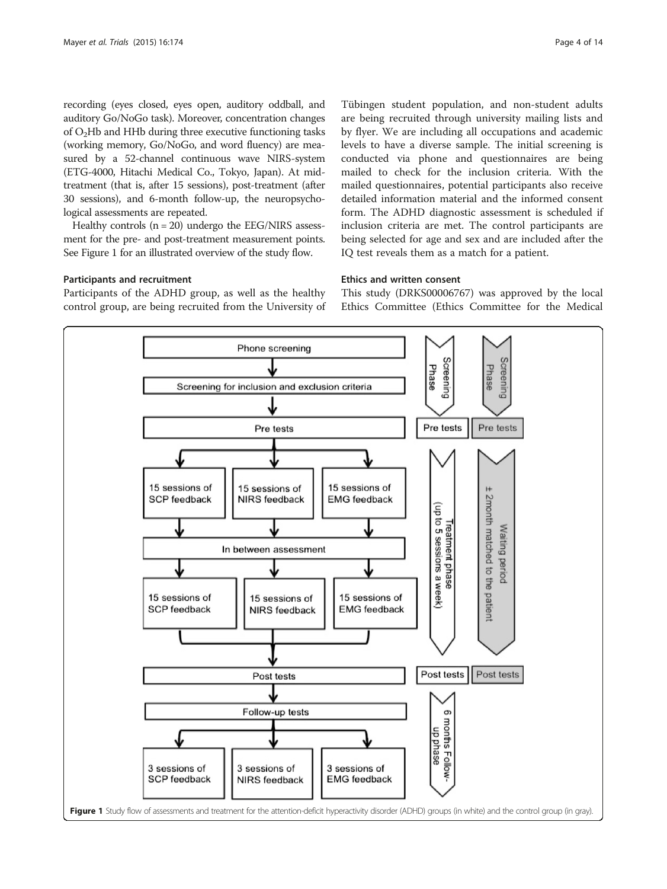recording (eyes closed, eyes open, auditory oddball, and auditory Go/NoGo task). Moreover, concentration changes of $O_2Hb$ and HHb during three executive functioning tasks (working memory, Go/NoGo, and word fluency) are measured by a 52-channel continuous wave NIRS-system (ETG-4000, Hitachi Medical Co., Tokyo, Japan). At mid-treatment (that is, after 15 sessions), post-treatment (after 30 sessions), and 6-month follow-up, the neuropsychological assessments are repeated.

Healthy controls (n = 20) undergo the EEG/NIRS assessment for the pre- and post-treatment measurement points. See Figure 1 for an illustrated overview of the study flow.

### Participants and recruitment

Participants of the ADHD group, as well as the healthy control group, are being recruited from the University of Tübingen student population, and non-student adults are being recruited through university mailing lists and by flyer. We are including all occupations and academic levels to have a diverse sample. The initial screening is conducted via phone and questionnaires are being mailed to check for the inclusion criteria. With the mailed questionnaires, potential participants also receive detailed information material and the informed consent form. The ADHD diagnostic assessment is scheduled if inclusion criteria are met. The control participants are being selected for age and sex and are included after the IQ test reveals them as a match for a patient.

### Ethics and written consent

This study (DRKS00006767) was approved by the local Ethics Committee (Ethics Committee for the Medical

**Figure 1** Study flow of assessments and treatment for the attention-deficit hyperactivity disorder (ADHD) groups (in white) and the control group (in gray).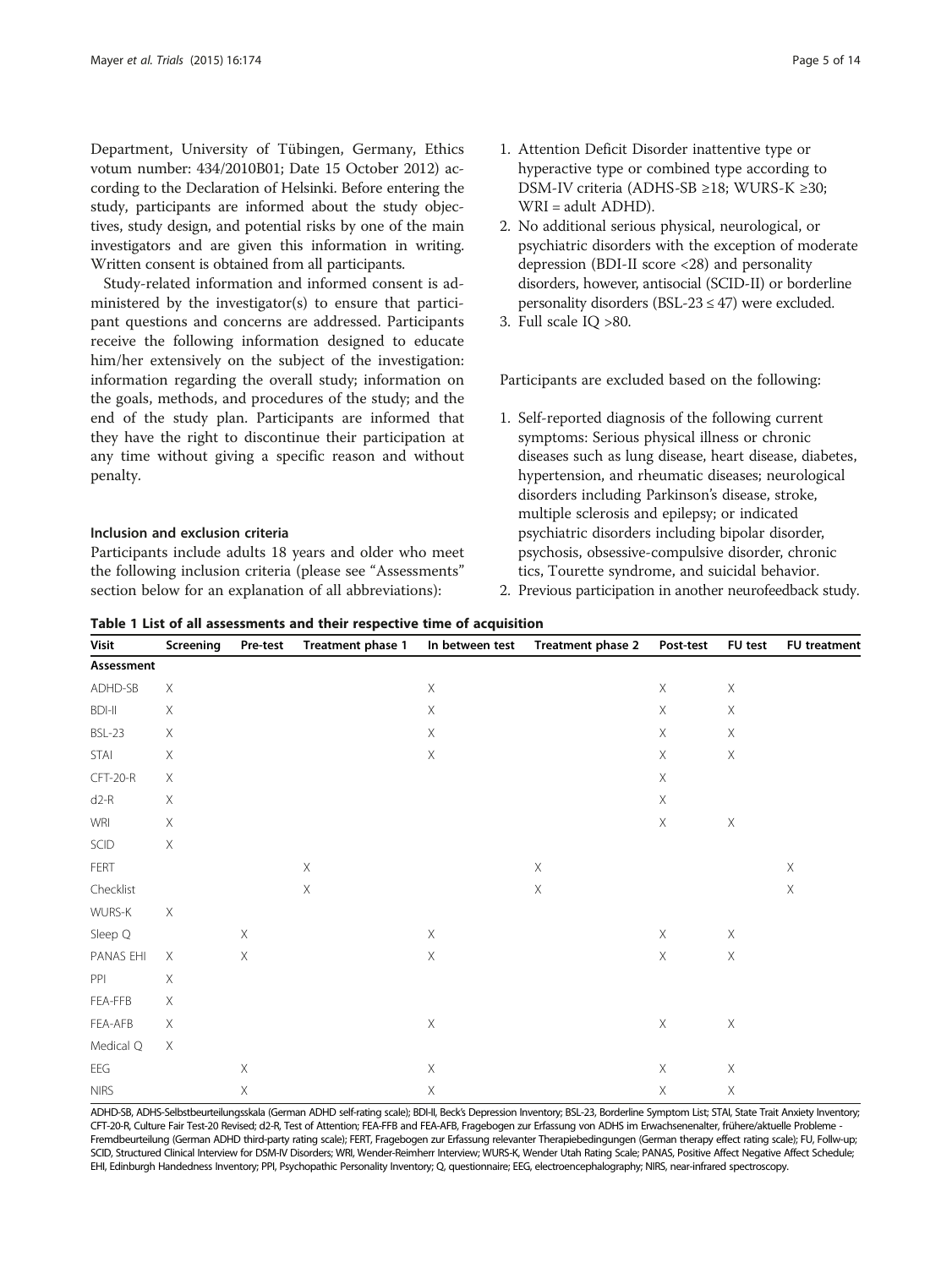Department, University of Tübingen, Germany, Ethics votum number: 434/2010B01; Date 15 October 2012) according to the Declaration of Helsinki. Before entering the study, participants are informed about the study objectives, study design, and potential risks by one of the main investigators and are given this information in writing. Written consent is obtained from all participants.

Study-related information and informed consent is administered by the investigator(s) to ensure that participant questions and concerns are addressed. Participants receive the following information designed to educate him/her extensively on the subject of the investigation: information regarding the overall study; information on the goals, methods, and procedures of the study; and the end of the study plan. Participants are informed that they have the right to discontinue their participation at any time without giving a specific reason and without penalty.

#### Inclusion and exclusion criteria

Participants include adults 18 years and older who meet the following inclusion criteria (please see "Assessments" section below for an explanation of all abbreviations):

1. Attention Deficit Disorder inattentive type or hyperactive type or combined type according to DSM-IV criteria (ADHS-SB ≥18; WURS-K ≥30; WRI = adult ADHD).
2. No additional serious physical, neurological, or psychiatric disorders with the exception of moderate depression (BDI-II score <28) and personality disorders, however, antisocial (SCID-II) or borderline personality disorders (BSL-23 ≤ 47) were excluded.
3. Full scale IQ >80.

Participants are excluded based on the following:

1. Self-reported diagnosis of the following current symptoms: Serious physical illness or chronic diseases such as lung disease, heart disease, diabetes, hypertension, and rheumatic diseases; neurological disorders including Parkinson's disease, stroke, multiple sclerosis and epilepsy; or indicated psychiatric disorders including bipolar disorder, psychosis, obsessive-compulsive disorder, chronic tics, Tourette syndrome, and suicidal behavior.
2. Previous participation in another neurofeedback study.

**Table 1** List of all assessments and their respective time of acquisition

| Visit | Screening | Pre-test | Treatment phase 1 | In between test | Treatment phase 2 | Post-test | FU test | FU treatment |
|---|---|---|---|---|---|---|---|---|
| **Assessment** | | | | | | | | |
| ADHD-SB | X | | | X | | X | X | |
| BDI-II | X | | | X | | X | X | |
| BSL-23 | X | | | X | | X | X | |
| STAI | X | | | X | | X | X | |
| CFT-20-R | X | | | | | X | | |
| d2-R | X | | | | | X | | |
| WRI | X | | | | | X | X | |
| SCID | X | | | | | | | |
| FERT | | | X | | X | | | X |
| Checklist | | | X | | X | | | X |
| WURS-K | X | | | | | | | |
| Sleep Q | | X | | X | | X | X | |
| PANAS EHI | X | X | | X | | X | X | |
| PPI | X | | | | | | | |
| FEA-FFB | X | | | | | | | |
| FEA-AFB | X | | | X | | X | X | |
| Medical Q | X | | | | | | | |
| EEG | | X | | X | | X | X | |
| NIRS | | X | | X | | X | X | |

ADHD-SB, ADHS-Selbstbeurteilungsskala (German ADHD self-rating scale); BDI-II, Beck's Depression Inventory; BSL-23, Borderline Symptom List; STAI, State Trait Anxiety Inventory; CFT-20-R, Culture Fair Test-20 Revised; d2-R, Test of Attention; FEA-FFB and FEA-AFB, Fragebogen zur Erfassung von ADHS im Erwachsenenalter, frühere/aktuelle Probleme - Fremdbeurteilung (German ADHD third-party rating scale); FERT, Fragebogen zur Erfassung relevanter Therapiebedingungen (German therapy effect rating scale); FU, Follw-up; SCID, Structured Clinical Interview for DSM-IV Disorders; WRI, Wender-Reimherr Interview; WURS-K, Wender Utah Rating Scale; PANAS, Positive Affect Negative Affect Schedule; EHI, Edinburgh Handedness Inventory; PPI, Psychopathic Personality Inventory; Q, questionnaire; EEG, electroencephalography; NIRS, near-infrared spectroscopy.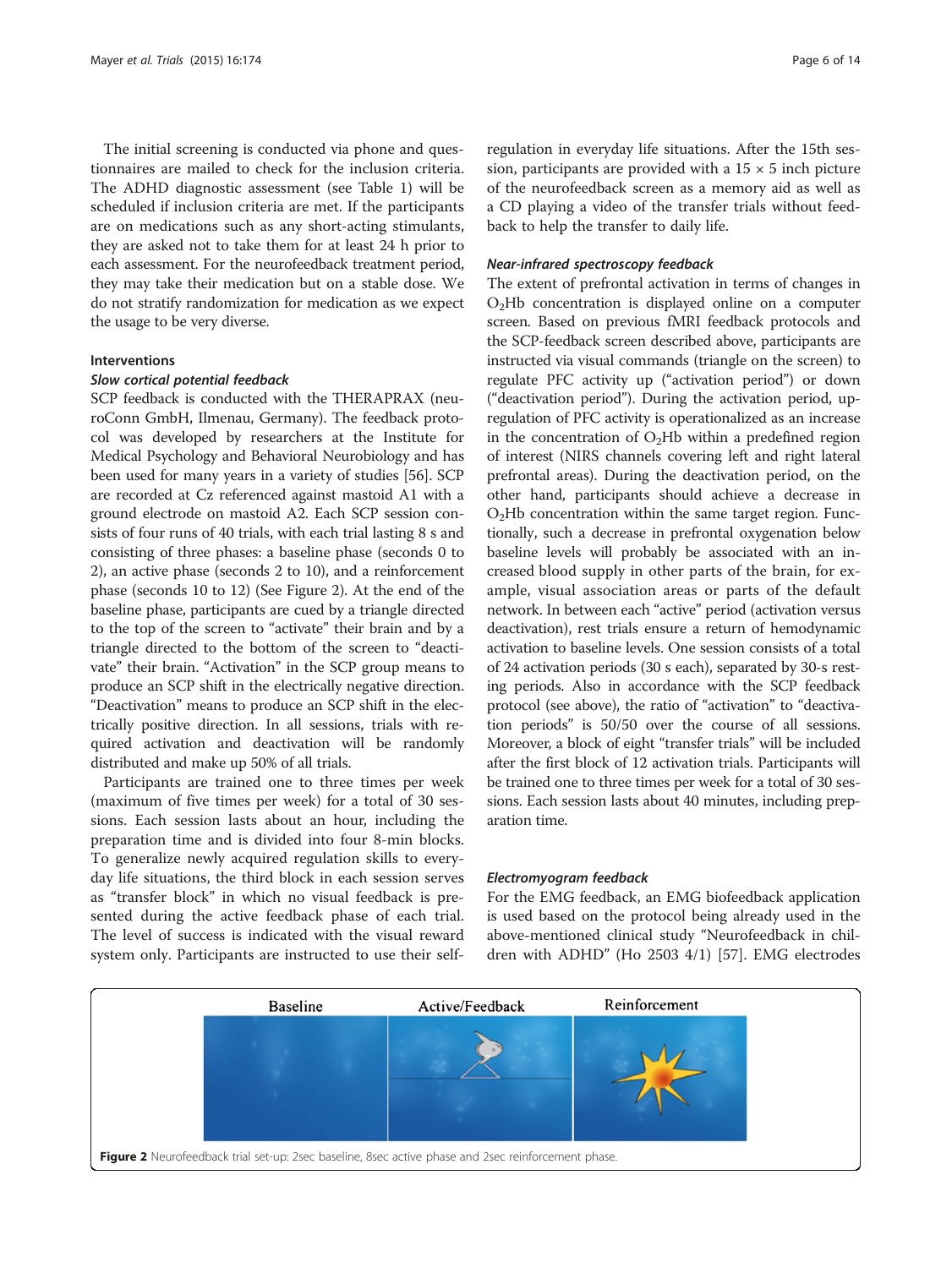The initial screening is conducted via phone and questionnaires are mailed to check for the inclusion criteria. The ADHD diagnostic assessment (see Table 1) will be scheduled if inclusion criteria are met. If the participants are on medications such as any short-acting stimulants, they are asked not to take them for at least 24 h prior to each assessment. For the neurofeedback treatment period, they may take their medication but on a stable dose. We do not stratify randomization for medication as we expect the usage to be very diverse.

### Interventions

#### *Slow cortical potential feedback*

SCP feedback is conducted with the THERAPRAX (neuroConn GmbH, Ilmenau, Germany). The feedback protocol was developed by researchers at the Institute for Medical Psychology and Behavioral Neurobiology and has been used for many years in a variety of studies [56]. SCP are recorded at Cz referenced against mastoid A1 with a ground electrode on mastoid A2. Each SCP session consists of four runs of 40 trials, with each trial lasting 8 s and consisting of three phases: a baseline phase (seconds 0 to 2), an active phase (seconds 2 to 10), and a reinforcement phase (seconds 10 to 12) (See Figure 2). At the end of the baseline phase, participants are cued by a triangle directed to the top of the screen to "activate" their brain and by a triangle directed to the bottom of the screen to "deactivate" their brain. "Activation" in the SCP group means to produce an SCP shift in the electrically negative direction. "Deactivation" means to produce an SCP shift in the electrically positive direction. In all sessions, trials with required activation and deactivation will be randomly distributed and make up 50% of all trials.

Participants are trained one to three times per week (maximum of five times per week) for a total of 30 sessions. Each session lasts about an hour, including the preparation time and is divided into four 8-min blocks. To generalize newly acquired regulation skills to everyday life situations, the third block in each session serves as "transfer block" in which no visual feedback is presented during the active feedback phase of each trial. The level of success is indicated with the visual reward system only. Participants are instructed to use their self-regulation in everyday life situations. After the 15th session, participants are provided with a 15 × 5 inch picture of the neurofeedback screen as a memory aid as well as a CD playing a video of the transfer trials without feedback to help the transfer to daily life.

#### *Near-infrared spectroscopy feedback*

The extent of prefrontal activation in terms of changes in $O_2Hb$ concentration is displayed online on a computer screen. Based on previous fMRI feedback protocols and the SCP-feedback screen described above, participants are instructed via visual commands (triangle on the screen) to regulate PFC activity up ("activation period") or down ("deactivation period"). During the activation period, up-regulation of PFC activity is operationalized as an increase in the concentration of $O_2Hb$ within a predefined region of interest (NIRS channels covering left and right lateral prefrontal areas). During the deactivation period, on the other hand, participants should achieve a decrease in $O_2Hb$ concentration within the same target region. Functionally, such a decrease in prefrontal oxygenation below baseline levels will probably be associated with an increased blood supply in other parts of the brain, for example, visual association areas or parts of the default network. In between each "active" period (activation versus deactivation), rest trials ensure a return of hemodynamic activation to baseline levels. One session consists of a total of 24 activation periods (30 s each), separated by 30-s resting periods. Also in accordance with the SCP feedback protocol (see above), the ratio of "activation" to "deactivation periods" is 50/50 over the course of all sessions. Moreover, a block of eight "transfer trials" will be included after the first block of 12 activation trials. Participants will be trained one to three times per week for a total of 30 sessions. Each session lasts about 40 minutes, including preparation time.

#### *Electromyogram feedback*

For the EMG feedback, an EMG biofeedback application is used based on the protocol being already used in the above-mentioned clinical study "Neurofeedback in children with ADHD" (Ho 2503 4/1) [57]. EMG electrodes

**Figure 2** Neurofeedback trial set-up: 2sec baseline, 8sec active phase and 2sec reinforcement phase.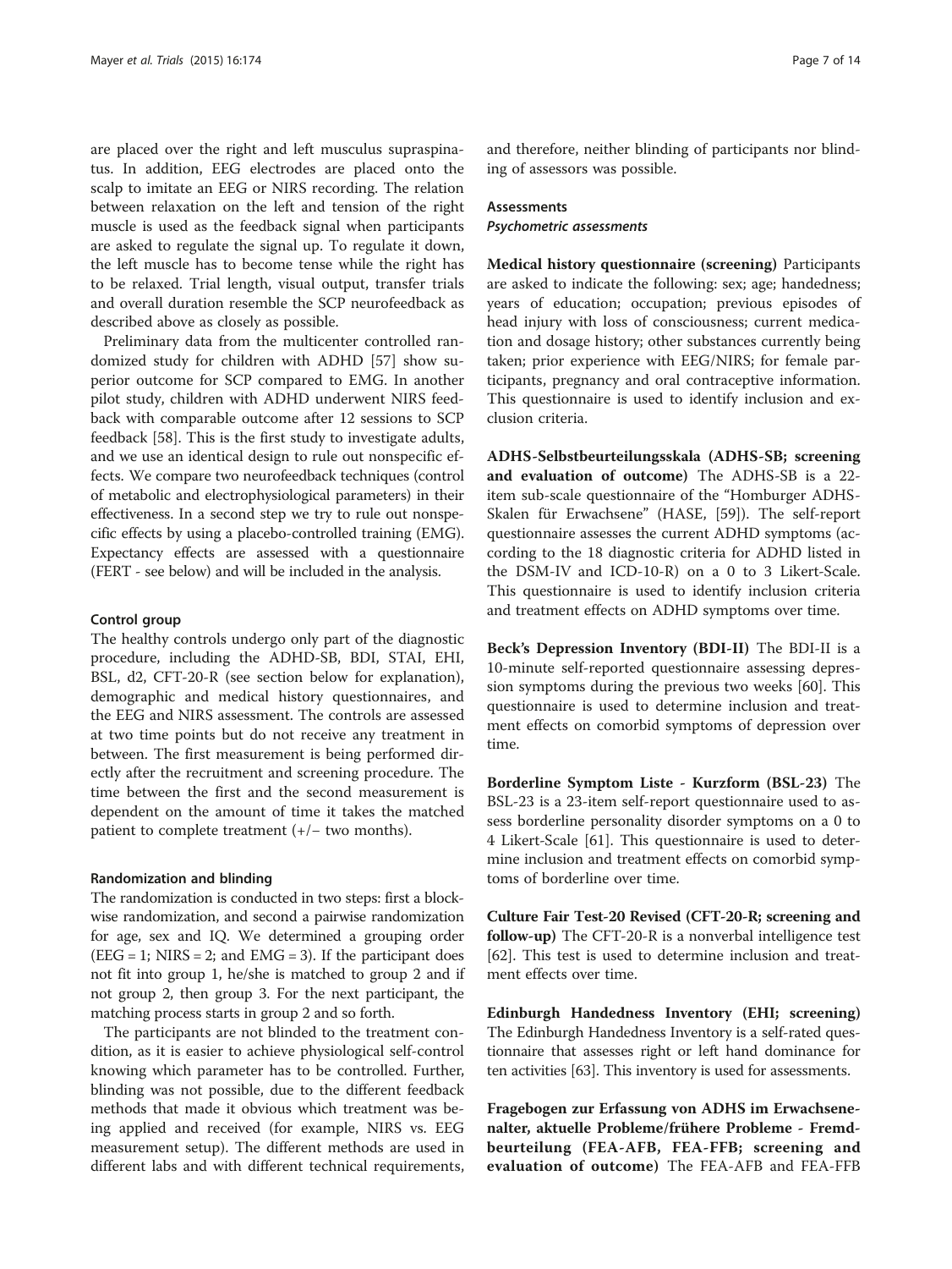are placed over the right and left musculus supraspinatus. In addition, EEG electrodes are placed onto the scalp to imitate an EEG or NIRS recording. The relation between relaxation on the left and tension of the right muscle is used as the feedback signal when participants are asked to regulate the signal up. To regulate it down, the left muscle has to become tense while the right has to be relaxed. Trial length, visual output, transfer trials and overall duration resemble the SCP neurofeedback as described above as closely as possible.

Preliminary data from the multicenter controlled randomized study for children with ADHD [57] show superior outcome for SCP compared to EMG. In another pilot study, children with ADHD underwent NIRS feedback with comparable outcome after 12 sessions to SCP feedback [58]. This is the first study to investigate adults, and we use an identical design to rule out nonspecific effects. We compare two neurofeedback techniques (control of metabolic and electrophysiological parameters) in their effectiveness. In a second step we try to rule out nonspecific effects by using a placebo-controlled training (EMG). Expectancy effects are assessed with a questionnaire (FERT - see below) and will be included in the analysis.

#### Control group

The healthy controls undergo only part of the diagnostic procedure, including the ADHD-SB, BDI, STAI, EHI, BSL, d2, CFT-20-R (see section below for explanation), demographic and medical history questionnaires, and the EEG and NIRS assessment. The controls are assessed at two time points but do not receive any treatment in between. The first measurement is being performed directly after the recruitment and screening procedure. The time between the first and the second measurement is dependent on the amount of time it takes the matched patient to complete treatment (+/− two months).

#### Randomization and blinding

The randomization is conducted in two steps: first a blockwise randomization, and second a pairwise randomization for age, sex and IQ. We determined a grouping order (EEG = 1; NIRS = 2; and EMG = 3). If the participant does not fit into group 1, he/she is matched to group 2 and if not group 2, then group 3. For the next participant, the matching process starts in group 2 and so forth.

The participants are not blinded to the treatment condition, as it is easier to achieve physiological self-control knowing which parameter has to be controlled. Further, blinding was not possible, due to the different feedback methods that made it obvious which treatment was being applied and received (for example, NIRS vs. EEG measurement setup). The different methods are used in different labs and with different technical requirements, and therefore, neither blinding of participants nor blinding of assessors was possible.

### Assessments

#### *Psychometric assessments*

**Medical history questionnaire (screening)** Participants are asked to indicate the following: sex; age; handedness; years of education; occupation; previous episodes of head injury with loss of consciousness; current medication and dosage history; other substances currently being taken; prior experience with EEG/NIRS; for female participants, pregnancy and oral contraceptive information. This questionnaire is used to identify inclusion and exclusion criteria.

**ADHS-Selbstbeurteilungsskala (ADHS-SB; screening and evaluation of outcome)** The ADHS-SB is a 22-item sub-scale questionnaire of the "Homburger ADHS-Skalen für Erwachsene" (HASE, [59]). The self-report questionnaire assesses the current ADHD symptoms (according to the 18 diagnostic criteria for ADHD listed in the DSM-IV and ICD-10-R) on a 0 to 3 Likert-Scale. This questionnaire is used to identify inclusion criteria and treatment effects on ADHD symptoms over time.

**Beck's Depression Inventory (BDI-II)** The BDI-II is a 10-minute self-reported questionnaire assessing depression symptoms during the previous two weeks [60]. This questionnaire is used to determine inclusion and treatment effects on comorbid symptoms of depression over time.

**Borderline Symptom Liste - Kurzform (BSL-23)** The BSL-23 is a 23-item self-report questionnaire used to assess borderline personality disorder symptoms on a 0 to 4 Likert-Scale [61]. This questionnaire is used to determine inclusion and treatment effects on comorbid symptoms of borderline over time.

**Culture Fair Test-20 Revised (CFT-20-R; screening and follow-up)** The CFT-20-R is a nonverbal intelligence test [62]. This test is used to determine inclusion and treatment effects over time.

**Edinburgh Handedness Inventory (EHI; screening)** The Edinburgh Handedness Inventory is a self-rated questionnaire that assesses right or left hand dominance for ten activities [63]. This inventory is used for assessments.

**Fragebogen zur Erfassung von ADHS im Erwachsenenalter, aktuelle Probleme/frühere Probleme - Fremdbeurteilung (FEA-AFB, FEA-FFB; screening and evaluation of outcome)** The FEA-AFB and FEA-FFB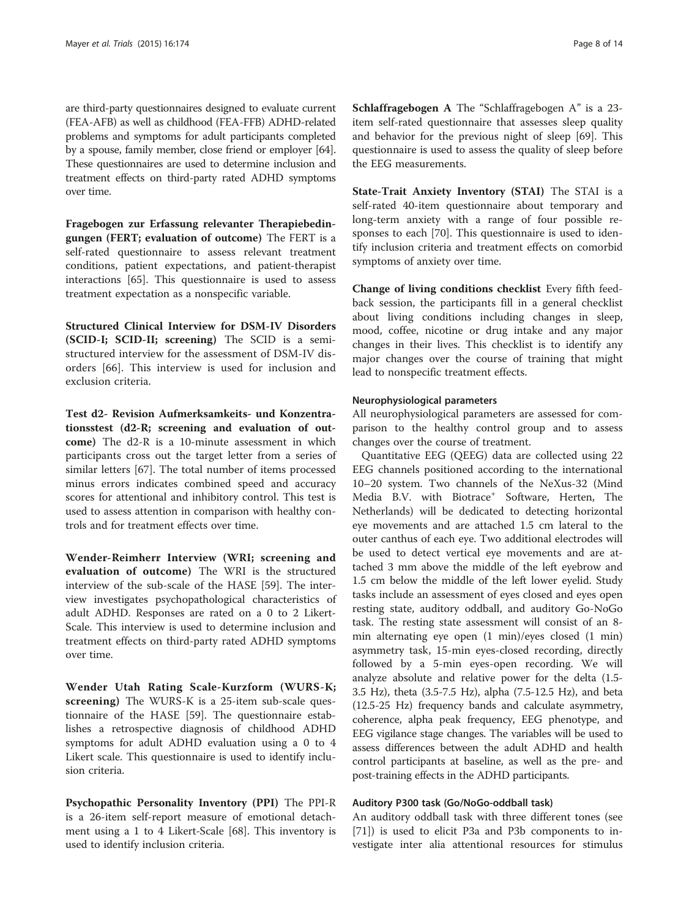are third-party questionnaires designed to evaluate current (FEA-AFB) as well as childhood (FEA-FFB) ADHD-related problems and symptoms for adult participants completed by a spouse, family member, close friend or employer [64]. These questionnaires are used to determine inclusion and treatment effects on third-party rated ADHD symptoms over time.

**Fragebogen zur Erfassung relevanter Therapiebedingungen (FERT; evaluation of outcome)** The FERT is a self-rated questionnaire to assess relevant treatment conditions, patient expectations, and patient-therapist interactions [65]. This questionnaire is used to assess treatment expectation as a nonspecific variable.

**Structured Clinical Interview for DSM-IV Disorders (SCID-I; SCID-II; screening)** The SCID is a semi-structured interview for the assessment of DSM-IV disorders [66]. This interview is used for inclusion and exclusion criteria.

**Test d2- Revision Aufmerksamkeits- und Konzentrationsstest (d2-R; screening and evaluation of outcome)** The d2-R is a 10-minute assessment in which participants cross out the target letter from a series of similar letters [67]. The total number of items processed minus errors indicates combined speed and accuracy scores for attentional and inhibitory control. This test is used to assess attention in comparison with healthy controls and for treatment effects over time.

**Wender-Reimherr Interview (WRI; screening and evaluation of outcome)** The WRI is the structured interview of the sub-scale of the HASE [59]. The interview investigates psychopathological characteristics of adult ADHD. Responses are rated on a 0 to 2 Likert-Scale. This interview is used to determine inclusion and treatment effects on third-party rated ADHD symptoms over time.

**Wender Utah Rating Scale-Kurzform (WURS-K; screening)** The WURS-K is a 25-item sub-scale questionnaire of the HASE [59]. The questionnaire establishes a retrospective diagnosis of childhood ADHD symptoms for adult ADHD evaluation using a 0 to 4 Likert scale. This questionnaire is used to identify inclusion criteria.

**Psychopathic Personality Inventory (PPI)** The PPI-R is a 26-item self-report measure of emotional detachment using a 1 to 4 Likert-Scale [68]. This inventory is used to identify inclusion criteria.

**Schlaffragebogen A** The "Schlaffragebogen A" is a 23-item self-rated questionnaire that assesses sleep quality and behavior for the previous night of sleep [69]. This questionnaire is used to assess the quality of sleep before the EEG measurements.

**State-Trait Anxiety Inventory (STAI)** The STAI is a self-rated 40-item questionnaire about temporary and long-term anxiety with a range of four possible responses to each [70]. This questionnaire is used to identify inclusion criteria and treatment effects on comorbid symptoms of anxiety over time.

**Change of living conditions checklist** Every fifth feedback session, the participants fill in a general checklist about living conditions including changes in sleep, mood, coffee, nicotine or drug intake and any major changes in their lives. This checklist is to identify any major changes over the course of training that might lead to nonspecific treatment effects.

#### Neurophysiological parameters

All neurophysiological parameters are assessed for comparison to the healthy control group and to assess changes over the course of treatment.

Quantitative EEG (QEEG) data are collected using 22 EEG channels positioned according to the international 10–20 system. Two channels of the NeXus-32 (Mind Media B.V. with Biotrace+ Software, Herten, The Netherlands) will be dedicated to detecting horizontal eye movements and are attached 1.5 cm lateral to the outer canthus of each eye. Two additional electrodes will be used to detect vertical eye movements and are attached 3 mm above the middle of the left eyebrow and 1.5 cm below the middle of the left lower eyelid. Study tasks include an assessment of eyes closed and eyes open resting state, auditory oddball, and auditory Go-NoGo task. The resting state assessment will consist of an 8-min alternating eye open (1 min)/eyes closed (1 min) asymmetry task, 15-min eyes-closed recording, directly followed by a 5-min eyes-open recording. We will analyze absolute and relative power for the delta (1.5-3.5 Hz), theta (3.5-7.5 Hz), alpha (7.5-12.5 Hz), and beta (12.5-25 Hz) frequency bands and calculate asymmetry, coherence, alpha peak frequency, EEG phenotype, and EEG vigilance stage changes. The variables will be used to assess differences between the adult ADHD and health control participants at baseline, as well as the pre- and post-training effects in the ADHD participants.

#### Auditory P300 task (Go/NoGo-oddball task)

An auditory oddball task with three different tones (see [71]) is used to elicit P3a and P3b components to investigate inter alia attentional resources for stimulus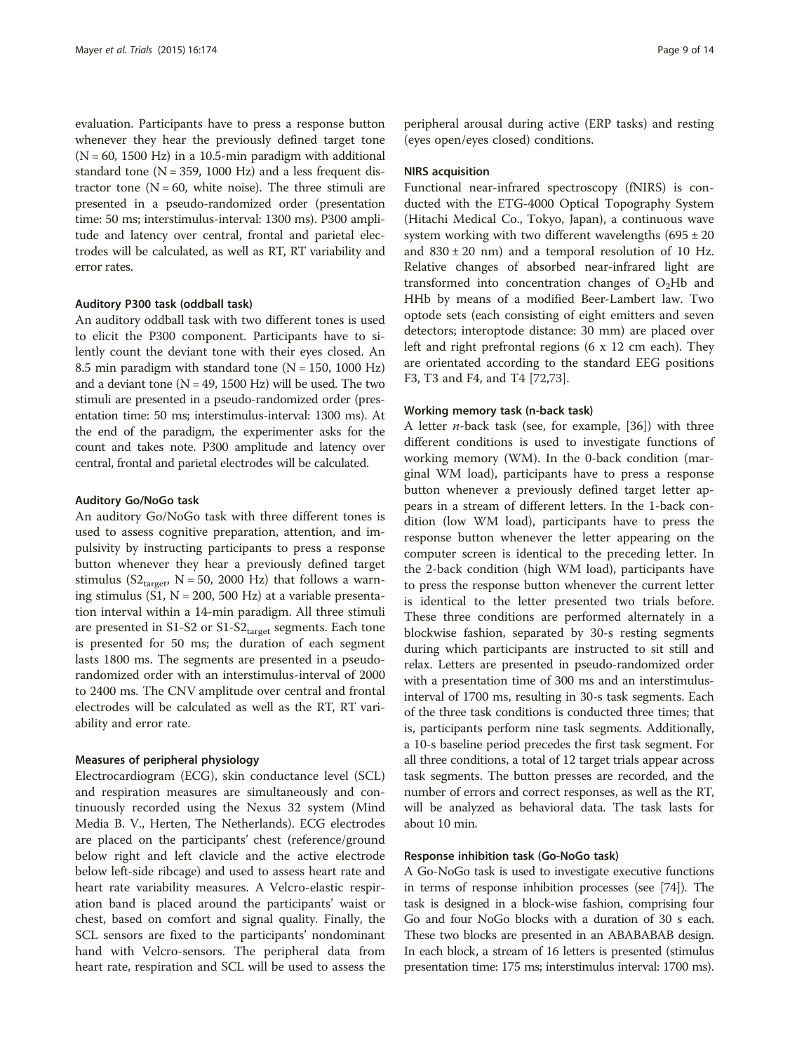evaluation. Participants have to press a response button whenever they hear the previously defined target tone (N = 60, 1500 Hz) in a 10.5-min paradigm with additional standard tone (N = 359, 1000 Hz) and a less frequent distractor tone (N = 60, white noise). The three stimuli are presented in a pseudo-randomized order (presentation time: 50 ms; interstimulus-interval: 1300 ms). P300 amplitude and latency over central, frontal and parietal electrodes will be calculated, as well as RT, RT variability and error rates.

#### Auditory P300 task (oddball task)

An auditory oddball task with two different tones is used to elicit the P300 component. Participants have to silently count the deviant tone with their eyes closed. An 8.5 min paradigm with standard tone (N = 150, 1000 Hz) and a deviant tone (N = 49, 1500 Hz) will be used. The two stimuli are presented in a pseudo-randomized order (presentation time: 50 ms; interstimulus-interval: 1300 ms). At the end of the paradigm, the experimenter asks for the count and takes note. P300 amplitude and latency over central, frontal and parietal electrodes will be calculated.

#### Auditory Go/NoGo task

An auditory Go/NoGo task with three different tones is used to assess cognitive preparation, attention, and impulsivity by instructing participants to press a response button whenever they hear a previously defined target stimulus ($S2_{target}$, N = 50, 2000 Hz) that follows a warning stimulus (S1, N = 200, 500 Hz) at a variable presentation interval within a 14-min paradigm. All three stimuli are presented in S1-S2 or S1-$S2_{target}$ segments. Each tone is presented for 50 ms; the duration of each segment lasts 1800 ms. The segments are presented in a pseudo-randomized order with an interstimulus-interval of 2000 to 2400 ms. The CNV amplitude over central and frontal electrodes will be calculated as well as the RT, RT variability and error rate.

#### Measures of peripheral physiology

Electrocardiogram (ECG), skin conductance level (SCL) and respiration measures are simultaneously and continuously recorded using the Nexus 32 system (Mind Media B. V., Herten, The Netherlands). ECG electrodes are placed on the participants' chest (reference/ground below right and left clavicle and the active electrode below left-side ribcage) and used to assess heart rate and heart rate variability measures. A Velcro-elastic respiration band is placed around the participants' waist or chest, based on comfort and signal quality. Finally, the SCL sensors are fixed to the participants' nondominant hand with Velcro-sensors. The peripheral data from heart rate, respiration and SCL will be used to assess the peripheral arousal during active (ERP tasks) and resting (eyes open/eyes closed) conditions.

#### NIRS acquisition

Functional near-infrared spectroscopy (fNIRS) is conducted with the ETG-4000 Optical Topography System (Hitachi Medical Co., Tokyo, Japan), a continuous wave system working with two different wavelengths (695 ± 20 and 830 ± 20 nm) and a temporal resolution of 10 Hz. Relative changes of absorbed near-infrared light are transformed into concentration changes of $O_2Hb$ and HHb by means of a modified Beer-Lambert law. Two optode sets (each consisting of eight emitters and seven detectors; interoptode distance: 30 mm) are placed over left and right prefrontal regions (6 x 12 cm each). They are orientated according to the standard EEG positions F3, T3 and F4, and T4 [72,73].

#### Working memory task (n-back task)

A letter *n*-back task (see, for example, [36]) with three different conditions is used to investigate functions of working memory (WM). In the 0-back condition (marginal WM load), participants have to press a response button whenever a previously defined target letter appears in a stream of different letters. In the 1-back condition (low WM load), participants have to press the response button whenever the letter appearing on the computer screen is identical to the preceding letter. In the 2-back condition (high WM load), participants have to press the response button whenever the current letter is identical to the letter presented two trials before. These three conditions are performed alternately in a blockwise fashion, separated by 30-s resting segments during which participants are instructed to sit still and relax. Letters are presented in pseudo-randomized order with a presentation time of 300 ms and an interstimulus-interval of 1700 ms, resulting in 30-s task segments. Each of the three task conditions is conducted three times; that is, participants perform nine task segments. Additionally, a 10-s baseline period precedes the first task segment. For all three conditions, a total of 12 target trials appear across task segments. The button presses are recorded, and the number of errors and correct responses, as well as the RT, will be analyzed as behavioral data. The task lasts for about 10 min.

#### Response inhibition task (Go-NoGo task)

A Go-NoGo task is used to investigate executive functions in terms of response inhibition processes (see [74]). The task is designed in a block-wise fashion, comprising four Go and four NoGo blocks with a duration of 30 s each. These two blocks are presented in an ABABABAB design. In each block, a stream of 16 letters is presented (stimulus presentation time: 175 ms; interstimulus interval: 1700 ms).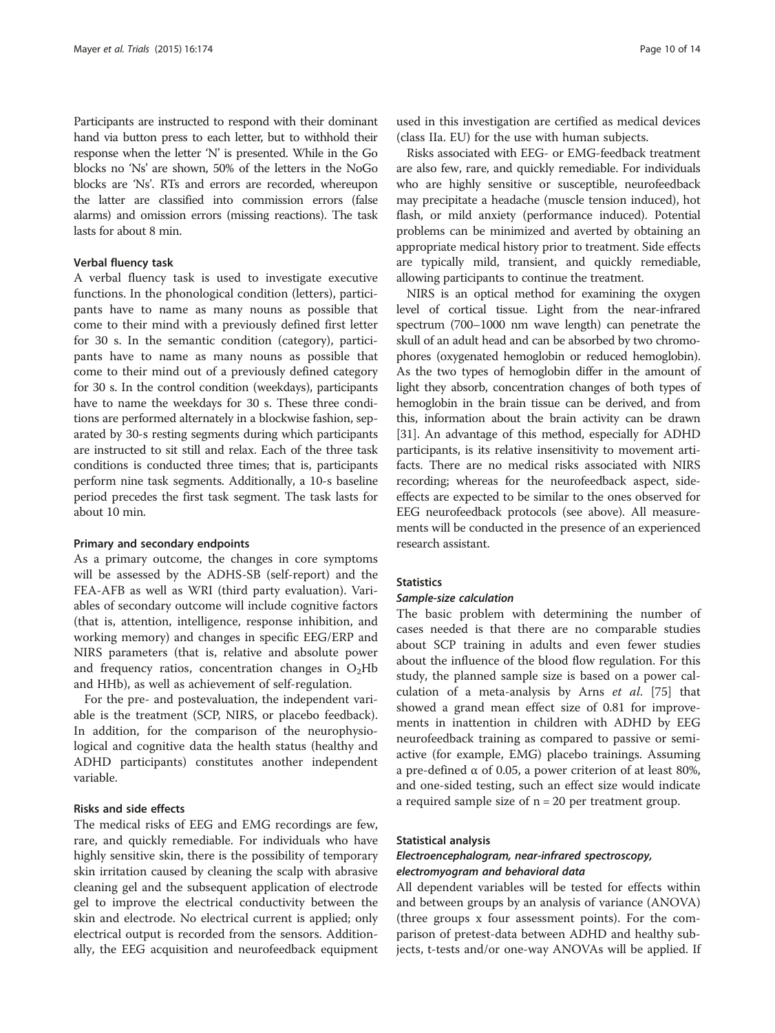Participants are instructed to respond with their dominant hand via button press to each letter, but to withhold their response when the letter 'N' is presented. While in the Go blocks no 'Ns' are shown, 50% of the letters in the NoGo blocks are 'Ns'. RTs and errors are recorded, whereupon the latter are classified into commission errors (false alarms) and omission errors (missing reactions). The task lasts for about 8 min.

#### Verbal fluency task

A verbal fluency task is used to investigate executive functions. In the phonological condition (letters), participants have to name as many nouns as possible that come to their mind with a previously defined first letter for 30 s. In the semantic condition (category), participants have to name as many nouns as possible that come to their mind out of a previously defined category for 30 s. In the control condition (weekdays), participants have to name the weekdays for 30 s. These three conditions are performed alternately in a blockwise fashion, separated by 30-s resting segments during which participants are instructed to sit still and relax. Each of the three task conditions is conducted three times; that is, participants perform nine task segments. Additionally, a 10-s baseline period precedes the first task segment. The task lasts for about 10 min.

#### Primary and secondary endpoints

As a primary outcome, the changes in core symptoms will be assessed by the ADHS-SB (self-report) and the FEA-AFB as well as WRI (third party evaluation). Variables of secondary outcome will include cognitive factors (that is, attention, intelligence, response inhibition, and working memory) and changes in specific EEG/ERP and NIRS parameters (that is, relative and absolute power and frequency ratios, concentration changes in $O_2Hb$ and HHb), as well as achievement of self-regulation.

For the pre- and postevaluation, the independent variable is the treatment (SCP, NIRS, or placebo feedback). In addition, for the comparison of the neurophysiological and cognitive data the health status (healthy and ADHD participants) constitutes another independent variable.

#### Risks and side effects

The medical risks of EEG and EMG recordings are few, rare, and quickly remediable. For individuals who have highly sensitive skin, there is the possibility of temporary skin irritation caused by cleaning the scalp with abrasive cleaning gel and the subsequent application of electrode gel to improve the electrical conductivity between the skin and electrode. No electrical current is applied; only electrical output is recorded from the sensors. Additionally, the EEG acquisition and neurofeedback equipment used in this investigation are certified as medical devices (class IIa. EU) for the use with human subjects.

Risks associated with EEG- or EMG-feedback treatment are also few, rare, and quickly remediable. For individuals who are highly sensitive or susceptible, neurofeedback may precipitate a headache (muscle tension induced), hot flash, or mild anxiety (performance induced). Potential problems can be minimized and averted by obtaining an appropriate medical history prior to treatment. Side effects are typically mild, transient, and quickly remediable, allowing participants to continue the treatment.

NIRS is an optical method for examining the oxygen level of cortical tissue. Light from the near-infrared spectrum (700–1000 nm wave length) can penetrate the skull of an adult head and can be absorbed by two chromophores (oxygenated hemoglobin or reduced hemoglobin). As the two types of hemoglobin differ in the amount of light they absorb, concentration changes of both types of hemoglobin in the brain tissue can be derived, and from this, information about the brain activity can be drawn [31]. An advantage of this method, especially for ADHD participants, is its relative insensitivity to movement artifacts. There are no medical risks associated with NIRS recording; whereas for the neurofeedback aspect, side-effects are expected to be similar to the ones observed for EEG neurofeedback protocols (see above). All measurements will be conducted in the presence of an experienced research assistant.

### Statistics

#### *Sample-size calculation*

The basic problem with determining the number of cases needed is that there are no comparable studies about SCP training in adults and even fewer studies about the influence of the blood flow regulation. For this study, the planned sample size is based on a power calculation of a meta-analysis by Arns *et al*. [75] that showed a grand mean effect size of 0.81 for improvements in inattention in children with ADHD by EEG neurofeedback training as compared to passive or semi-active (for example, EMG) placebo trainings. Assuming a pre-defined α of 0.05, a power criterion of at least 80%, and one-sided testing, such an effect size would indicate a required sample size of n = 20 per treatment group.

### Statistical analysis

#### *Electroencephalogram, near-infrared spectroscopy, electromyogram and behavioral data*

All dependent variables will be tested for effects within and between groups by an analysis of variance (ANOVA) (three groups x four assessment points). For the comparison of pretest-data between ADHD and healthy subjects, t-tests and/or one-way ANOVAs will be applied. If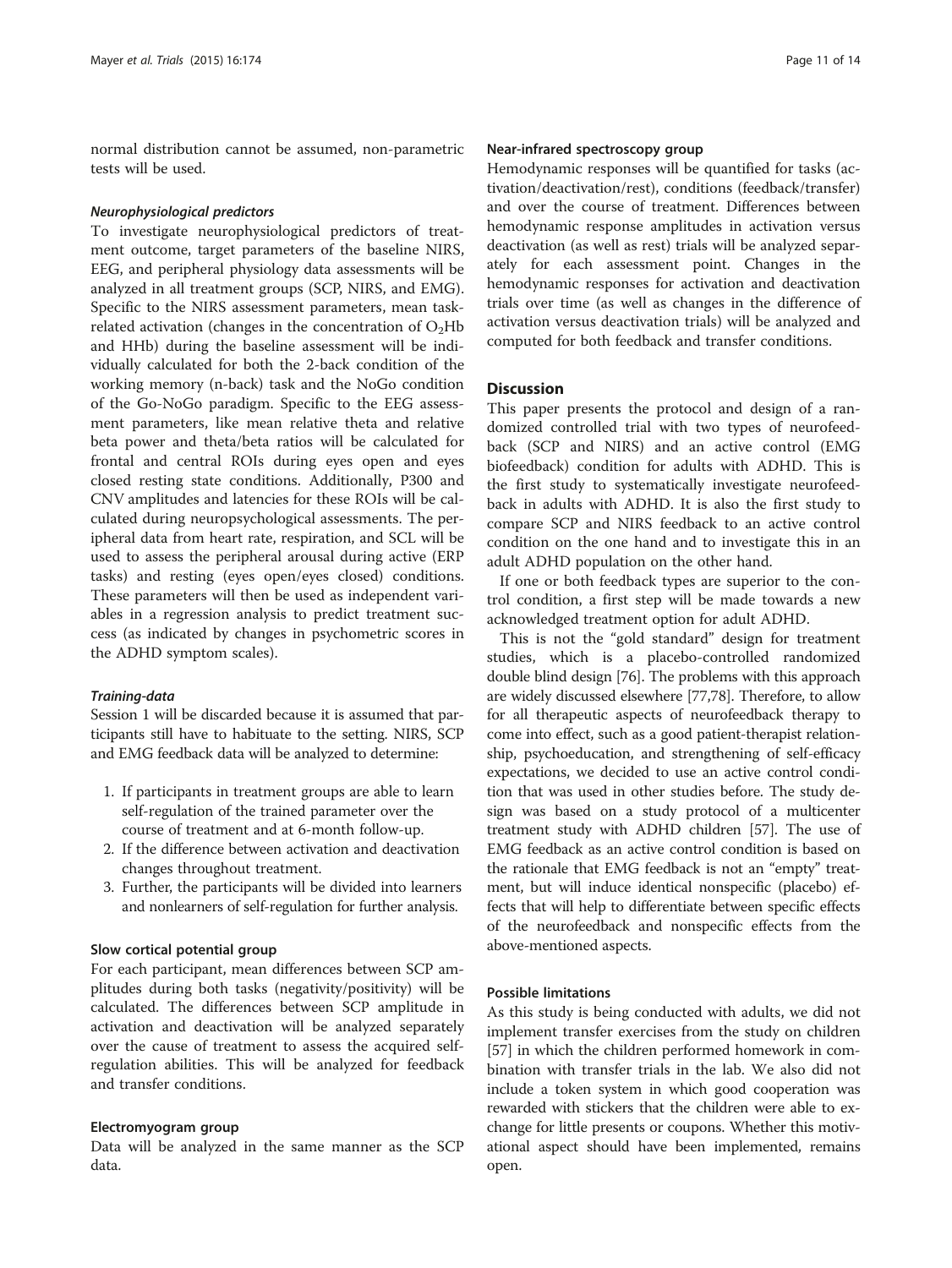normal distribution cannot be assumed, non-parametric tests will be used.

#### *Neurophysiological predictors*

To investigate neurophysiological predictors of treatment outcome, target parameters of the baseline NIRS, EEG, and peripheral physiology data assessments will be analyzed in all treatment groups (SCP, NIRS, and EMG). Specific to the NIRS assessment parameters, mean task-related activation (changes in the concentration of $O_2Hb$ and HHb) during the baseline assessment will be individually calculated for both the 2-back condition of the working memory (n-back) task and the NoGo condition of the Go-NoGo paradigm. Specific to the EEG assessment parameters, like mean relative theta and relative beta power and theta/beta ratios will be calculated for frontal and central ROIs during eyes open and eyes closed resting state conditions. Additionally, P300 and CNV amplitudes and latencies for these ROIs will be calculated during neuropsychological assessments. The peripheral data from heart rate, respiration, and SCL will be used to assess the peripheral arousal during active (ERP tasks) and resting (eyes open/eyes closed) conditions. These parameters will then be used as independent variables in a regression analysis to predict treatment success (as indicated by changes in psychometric scores in the ADHD symptom scales).

#### *Training-data*

Session 1 will be discarded because it is assumed that participants still have to habituate to the setting. NIRS, SCP and EMG feedback data will be analyzed to determine:

1. If participants in treatment groups are able to learn self-regulation of the trained parameter over the course of treatment and at 6-month follow-up.
2. If the difference between activation and deactivation changes throughout treatment.
3. Further, the participants will be divided into learners and nonlearners of self-regulation for further analysis.

### Slow cortical potential group

For each participant, mean differences between SCP amplitudes during both tasks (negativity/positivity) will be calculated. The differences between SCP amplitude in activation and deactivation will be analyzed separately over the cause of treatment to assess the acquired self-regulation abilities. This will be analyzed for feedback and transfer conditions.

### Electromyogram group

Data will be analyzed in the same manner as the SCP data.

### Near-infrared spectroscopy group

Hemodynamic responses will be quantified for tasks (activation/deactivation/rest), conditions (feedback/transfer) and over the course of treatment. Differences between hemodynamic response amplitudes in activation versus deactivation (as well as rest) trials will be analyzed separately for each assessment point. Changes in the hemodynamic responses for activation and deactivation trials over time (as well as changes in the difference of activation versus deactivation trials) will be analyzed and computed for both feedback and transfer conditions.

## Discussion

This paper presents the protocol and design of a randomized controlled trial with two types of neurofeedback (SCP and NIRS) and an active control (EMG biofeedback) condition for adults with ADHD. This is the first study to systematically investigate neurofeedback in adults with ADHD. It is also the first study to compare SCP and NIRS feedback to an active control condition on the one hand and to investigate this in an adult ADHD population on the other hand.

If one or both feedback types are superior to the control condition, a first step will be made towards a new acknowledged treatment option for adult ADHD.

This is not the "gold standard" design for treatment studies, which is a placebo-controlled randomized double blind design [76]. The problems with this approach are widely discussed elsewhere [77,78]. Therefore, to allow for all therapeutic aspects of neurofeedback therapy to come into effect, such as a good patient-therapist relationship, psychoeducation, and strengthening of self-efficacy expectations, we decided to use an active control condition that was used in other studies before. The study design was based on a study protocol of a multicenter treatment study with ADHD children [57]. The use of EMG feedback as an active control condition is based on the rationale that EMG feedback is not an "empty" treatment, but will induce identical nonspecific (placebo) effects that will help to differentiate between specific effects of the neurofeedback and nonspecific effects from the above-mentioned aspects.

### Possible limitations

As this study is being conducted with adults, we did not implement transfer exercises from the study on children [57] in which the children performed homework in combination with transfer trials in the lab. We also did not include a token system in which good cooperation was rewarded with stickers that the children were able to exchange for little presents or coupons. Whether this motivational aspect should have been implemented, remains open.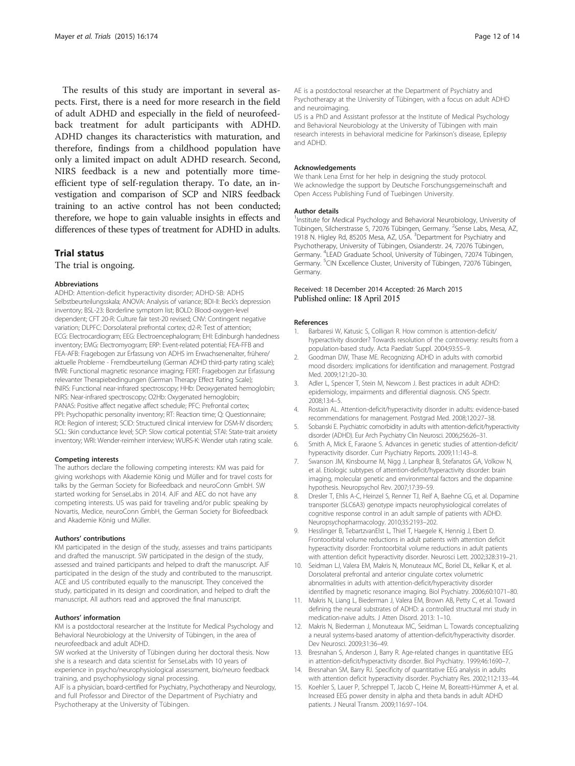The results of this study are important in several aspects. First, there is a need for more research in the field of adult ADHD and especially in the field of neurofeedback treatment for adult participants with ADHD. ADHD changes its characteristics with maturation, and therefore, findings from a childhood population have only a limited impact on adult ADHD research. Second, NIRS feedback is a new and potentially more time-efficient type of self-regulation therapy. To date, an investigation and comparison of SCP and NIRS feedback training to an active control has not been conducted; therefore, we hope to gain valuable insights in effects and differences of these types of treatment for ADHD in adults.

## Trial status

The trial is ongoing.

#### Abbreviations

ADHD: Attention-deficit hyperactivity disorder; ADHD-SB: ADHS Selbstbeurteilungsskala; ANOVA: Analysis of variance; BDI-II: Beck's depression inventory; BSL-23: Borderline symptom list; BOLD: Blood-oxygen-level dependent; CFT 20-R: Culture fair test-20 revised; CNV: Contingent negative variation; DLPFC: Dorsolateral prefrontal cortex; d2-R: Test of attention; ECG: Electrocardiogram; EEG: Electroencephalogram; EHI: Edinburgh handedness inventory; EMG: Electromyogram; ERP: Event-related potential; FEA-FFB and FEA-AFB: Fragebogen zur Erfassung von ADHS im Erwachsenenalter, frühere/aktuelle Probleme - Fremdbeurteilung (German ADHD third-party rating scale); fMRI: Functional magnetic resonance imaging; FERT: Fragebogen zur Erfassung relevanter Therapiebedingungen (German Therapy Effect Rating Scale); fNIRS: Functional near-infrared spectroscopy; HHb: Deoxygenated hemoglobin; NIRS: Near-infrared spectroscopy; O2Hb: Oxygenated hemoglobin; PANAS: Positive affect negative affect schedule; PFC: Prefrontal cortex; PPI: Psychopathic personality inventory; RT: Reaction time; Q: Questionnaire; ROI: Region of interest; SCID: Structured clinical interview for DSM-IV disorders; SCL: Skin conductance level; SCP: Slow cortical potential; STAI: State-trait anxiety inventory; WRI: Wender-reimherr interview; WURS-K: Wender utah rating scale.

#### Competing interests

The authors declare the following competing interests: KM was paid for giving workshops with Akademie König und Müller and for travel costs for talks by the German Society for Biofeedback and neuroConn GmbH. SW started working for SenseLabs in 2014. AJF and AEC do not have any competing interests. US was paid for traveling and/or public speaking by Novartis, Medice, neuroConn GmbH, the German Society for Biofeedback and Akademie König und Müller.

#### Authors' contributions

KM participated in the design of the study, assesses and trains participants and drafted the manuscript. SW participated in the design of the study, assessed and trained participants and helped to draft the manuscript. AJF participated in the design of the study and contributed to the manuscript. ACE and US contributed equally to the manuscript. They conceived the study, participated in its design and coordination, and helped to draft the manuscript. All authors read and approved the final manuscript.

#### Authors' information

KM is a postdoctoral researcher at the Institute for Medical Psychology and Behavioral Neurobiology at the University of Tübingen, in the area of neurofeedback and adult ADHD.

SW worked at the University of Tübingen during her doctoral thesis. Now she is a research and data scientist for SenseLabs with 10 years of experience in psycho/neurophysiological assessment, bio/neuro feedback training, and psychophysiology signal processing.

AJF is a physician, board-certified for Psychiatry, Psychotherapy and Neurology, and full Professor and Director of the Department of Psychiatry and Psychotherapy at the University of Tübingen.

AE is a postdoctoral researcher at the Department of Psychiatry and Psychotherapy at the University of Tübingen, with a focus on adult ADHD and neuroimaging.

US is a PhD and Assistant professor at the Institute of Medical Psychology and Behavioral Neurobiology at the University of Tübingen with main research interests in behavioral medicine for Parkinson's disease, Epilepsy and ADHD.

#### Acknowledgements

We thank Lena Ernst for her help in designing the study protocol. We acknowledge the support by Deutsche Forschungsgemeinschaft and Open Access Publishing Fund of Tuebingen University.

#### Author details

[1]Institute for Medical Psychology and Behavioral Neurobiology, University of Tübingen, Silcherstrasse 5, 72076 Tübingen, Germany. [2]Sense Labs, Mesa, AZ, 1918 N. Higley Rd, 85205 Mesa, AZ, USA. [3]Department for Psychiatry and Psychotherapy, University of Tübingen, Osianderstr. 24, 72076 Tübingen, Germany. [4]LEAD Graduate School, University of Tübingen, 72074 Tübingen, Germany. [5]CIN Excellence Cluster, University of Tübingen, 72076 Tübingen, Germany.

Received: 18 December 2014 Accepted: 26 March 2015
Published online: 18 April 2015

#### References

1. Barbaresi W, Katusic S, Colligan R. How common is attention-deficit/hyperactivity disorder? Towards resolution of the controversy: results from a population-based study. Acta Paediatr Suppl. 2004;93:55–9.
2. Goodman DW, Thase ME. Recognizing ADHD in adults with comorbid mood disorders: implications for identification and management. Postgrad Med. 2009;121:20–30.
3. Adler L, Spencer T, Stein M, Newcom J. Best practices in adult ADHD: epidemiology, impairments and differential diagnosis. CNS Spectr. 2008;13:4–5.
4. Rostain AL. Attention-deficit/hyperactivity disorder in adults: evidence-based recommendations for management. Postgrad Med. 2008;120:27–38.
5. Sobanski E. Psychiatric comorbidity in adults with attention-deficit/hyperactivity disorder (ADHD). Eur Arch Psychiatry Clin Neurosci. 2006;256:26–31.
6. Smith A, Mick E, Faraone S. Advances in genetic studies of attention-deficit/hyperactivity disorder. Curr Psychiatry Reports. 2009;11:143–8.
7. Swanson JM, Kinsbourne M, Nigg J, Lanphear B, Stefanatos GA, Volkow N, et al. Etiologic subtypes of attention-deficit/hyperactivity disorder: brain imaging, molecular genetic and environmental factors and the dopamine hypothesis. Neuropsychol Rev. 2007;17:39–59.
8. Dresler T, Ehlis A-C, Heinzel S, Renner TJ, Reif A, Baehne CG, et al. Dopamine transporter (SLC6A3) genotype impacts neurophysiological correlates of cognitive response control in an adult sample of patients with ADHD. Neuropsychopharmacology. 2010;35:2193–202.
9. Hesslinger B, TebartzvanElst L, Thiel T, Haegele K, Hennig J, Ebert D. Frontoorbital volume reductions in adult patients with attention deficit hyperactivity disorder: Frontoorbital volume reductions in adult patients with attention deficit hyperactivity disorder. Neurosci Lett. 2002;328:319–21.
10. Seidman LJ, Valera EM, Makris N, Monuteaux MC, Boriel DL, Kelkar K, et al. Dorsolateral prefrontal and anterior cingulate cortex volumetric abnormalities in adults with attention-deficit/hyperactivity disorder identified by magnetic resonance imaging. Biol Psychiatry. 2006;60:1071–80.
11. Makris N, Liang L, Biederman J, Valera EM, Brown AB, Petty C, et al. Toward defining the neural substrates of ADHD: a controlled structural mri study in medication-naive adults. J Atten Disord. 2013: 1–10.
12. Makris N, Biederman J, Monuteaux MC, Seidman L. Towards conceptualizing a neural systems-based anatomy of attention-deficit/hyperactivity disorder. Dev Neurosci. 2009;31:36–49.
13. Bresnahan S, Anderson J, Barry R. Age-related changes in quantitative EEG in attention-deficit/hyperactivity disorder. Biol Psychiatry. 1999;46:1690–7.
14. Bresnahan SM, Barry RJ. Specificity of quantitative EEG analysis in adults with attention deficit hyperactivity disorder. Psychiatry Res. 2002;112:133–44.
15. Koehler S, Lauer P, Schreppel T, Jacob C, Heine M, Boreatti-Hümmer A, et al. Increased EEG power density in alpha and theta bands in adult ADHD patients. J Neural Transm. 2009;116:97–104.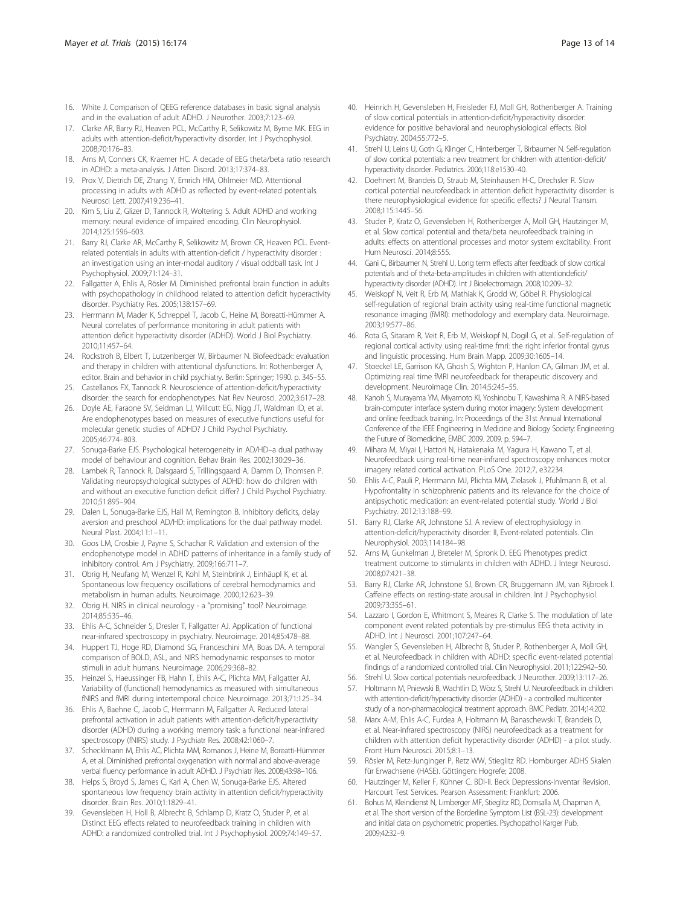16. White J. Comparison of QEEG reference databases in basic signal analysis and in the evaluation of adult ADHD. J Neurother. 2003;7:123–69.
17. Clarke AR, Barry RJ, Heaven PCL, McCarthy R, Selikowitz M, Byrne MK. EEG in adults with attention-deficit/hyperactivity disorder. Int J Psychophysiol. 2008;70:176–83.
18. Arns M, Conners CK, Kraemer HC. A decade of EEG theta/beta ratio research in ADHD: a meta-analysis. J Atten Disord. 2013;17:374–83.
19. Prox V, Dietrich DE, Zhang Y, Emrich HM, Ohlmeier MD. Attentional processing in adults with ADHD as reflected by event-related potentials. Neurosci Lett. 2007;419:236–41.
20. Kim S, Liu Z, Glizer D, Tannock R, Woltering S. Adult ADHD and working memory: neural evidence of impaired encoding. Clin Neurophysiol. 2014;125:1596–603.
21. Barry RJ, Clarke AR, McCarthy R, Selikowitz M, Brown CR, Heaven PCL. Event-related potentials in adults with attention-deficit / hyperactivity disorder : an investigation using an inter-modal auditory / visual oddball task. Int J Psychophysiol. 2009;71:124–31.
22. Fallgatter A, Ehlis A, Rösler M. Diminished prefrontal brain function in adults with psychopathology in childhood related to attention deficit hyperactivity disorder. Psychiatry Res. 2005;138:157–69.
23. Herrmann M, Mader K, Schreppel T, Jacob C, Heine M, Boreatti-Hümmer A. Neural correlates of performance monitoring in adult patients with attention deficit hyperactivity disorder (ADHD). World J Biol Psychiatry. 2010;11:457–64.
24. Rockstroh B, Elbert T, Lutzenberger W, Birbaumer N. Biofeedback: evaluation and therapy in children with attentional dysfunctions. In: Rothenberger A, editor. Brain and behavior in child psychiatry. Berlin: Springer; 1990. p. 345–55.
25. Castellanos FX, Tannock R. Neuroscience of attention-deficit/hyperactivity disorder: the search for endophenotypes. Nat Rev Neurosci. 2002;3:617–28.
26. Doyle AE, Faraone SV, Seidman LJ, Willcutt EG, Nigg JT, Waldman ID, et al. Are endophenotypes based on measures of executive functions useful for molecular genetic studies of ADHD? J Child Psychol Psychiatry. 2005;46:774–803.
27. Sonuga-Barke EJS. Psychological heterogeneity in AD/HD–a dual pathway model of behaviour and cognition. Behav Brain Res. 2002;130:29–36.
28. Lambek R, Tannock R, Dalsgaard S, Trillingsgaard A, Damm D, Thomsen P. Validating neuropsychological subtypes of ADHD: how do children with and without an executive function deficit differ? J Child Psychol Psychiatry. 2010;51:895–904.
29. Dalen L, Sonuga-Barke EJS, Hall M, Remington B. Inhibitory deficits, delay aversion and preschool AD/HD: implications for the dual pathway model. Neural Plast. 2004;11:1–11.
30. Goos LM, Crosbie J, Payne S, Schachar R. Validation and extension of the endophenotype model in ADHD patterns of inheritance in a family study of inhibitory control. Am J Psychiatry. 2009;166:711–7.
31. Obrig H, Neufang M, Wenzel R, Kohl M, Steinbrink J, Einhäupl K, et al. Spontaneous low frequency oscillations of cerebral hemodynamics and metabolism in human adults. Neuroimage. 2000;12:623–39.
32. Obrig H. NIRS in clinical neurology - a "promising" tool? Neuroimage. 2014;85:535–46.
33. Ehlis A-C, Schneider S, Dresler T, Fallgatter AJ. Application of functional near-infrared spectroscopy in psychiatry. Neuroimage. 2014;85:478–88.
34. Huppert TJ, Hoge RD, Diamond SG, Franceschini MA, Boas DA. A temporal comparison of BOLD, ASL, and NIRS hemodynamic responses to motor stimuli in adult humans. Neuroimage. 2006;29:368–82.
35. Heinzel S, Haeussinger FB, Hahn T, Ehlis A-C, Plichta MM, Fallgatter AJ. Variability of (functional) hemodynamics as measured with simultaneous fNIRS and fMRI during intertemporal choice. Neuroimage. 2013;71:125–34.
36. Ehlis A, Baehne C, Jacob C, Herrmann M, Fallgatter A. Reduced lateral prefrontal activation in adult patients with attention-deficit/hyperactivity disorder (ADHD) during a working memory task: a functional near-infrared spectroscopy (fNIRS) study. J Psychiatr Res. 2008;42:1060–7.
37. Schecklmann M, Ehlis AC, Plichta MM, Romanos J, Heine M, Boreatti-Hümmer A, et al. Diminished prefrontal oxygenation with normal and above-average verbal fluency performance in adult ADHD. J Psychiatr Res. 2008;43:98–106.
38. Helps S, Broyd S, James C, Karl A, Chen W, Sonuga-Barke EJS. Altered spontaneous low frequency brain activity in attention deficit/hyperactivity disorder. Brain Res. 2010;1:1829–41.
39. Gevensleben H, Holl B, Albrecht B, Schlamp D, Kratz O, Studer P, et al. Distinct EEG effects related to neurofeedback training in children with ADHD: a randomized controlled trial. Int J Psychophysiol. 2009;74:149–57.
40. Heinrich H, Gevensleben H, Freisleder FJ, Moll GH, Rothenberger A. Training of slow cortical potentials in attention-deficit/hyperactivity disorder: evidence for positive behavioral and neurophysiological effects. Biol Psychiatry. 2004;55:772–5.
41. Strehl U, Leins U, Goth G, Klinger C, Hinterberger T, Birbaumer N. Self-regulation of slow cortical potentials: a new treatment for children with attention-deficit/hyperactivity disorder. Pediatrics. 2006;118:e1530–40.
42. Doehnert M, Brandeis D, Straub M, Steinhausen H-C, Drechsler R. Slow cortical potential neurofeedback in attention deficit hyperactivity disorder: is there neurophysiological evidence for specific effects? J Neural Transm. 2008;115:1445–56.
43. Studer P, Kratz O, Gevensleben H, Rothenberger A, Moll GH, Hautzinger M, et al. Slow cortical potential and theta/beta neurofeedback training in adults: effects on attentional processes and motor system excitability. Front Hum Neurosci. 2014;8:555.
44. Gani C, Birbaumer N, Strehl U. Long term effects after feedback of slow cortical potentials and of theta-beta-amplitudes in children with attentiondeficit/hyperactivity disorder (ADHD). Int J Bioelectromagn. 2008;10:209–32.
45. Weiskopf N, Veit R, Erb M, Mathiak K, Grodd W, Göbel R. Physiological self-regulation of regional brain activity using real-time functional magnetic resonance imaging (fMRI): methodology and exemplary data. Neuroimage. 2003;19:577–86.
46. Rota G, Sitaram R, Veit R, Erb M, Weiskopf N, Dogil G, et al. Self-regulation of regional cortical activity using real-time fmri: the right inferior frontal gyrus and linguistic processing. Hum Brain Mapp. 2009;30:1605–14.
47. Stoeckel LE, Garrison KA, Ghosh S, Wighton P, Hanlon CA, Gilman JM, et al. Optimizing real time fMRI neurofeedback for therapeutic discovery and development. Neuroimage Clin. 2014;5:245–55.
48. Kanoh S, Murayama YM, Miyamoto KI, Yoshinobu T, Kawashima R. A NIRS-based brain-computer interface system during motor imagery: System development and online feedback training. In: Proceedings of the 31st Annual International Conference of the IEEE Engineering in Medicine and Biology Society: Engineering the Future of Biomedicine, EMBC 2009. 2009. p. 594–7.
49. Mihara M, Miyai I, Hattori N, Hatakenaka M, Yagura H, Kawano T, et al. Neurofeedback using real-time near-infrared spectroscopy enhances motor imagery related cortical activation. PLoS One. 2012;7, e32234.
50. Ehlis A-C, Pauli P, Herrmann MJ, Plichta MM, Zielasek J, Pfuhlmann B, et al. Hypofrontality in schizophrenic patients and its relevance for the choice of antipsychotic medication: an event-related potential study. World J Biol Psychiatry. 2012;13:188–99.
51. Barry RJ, Clarke AR, Johnstone SJ. A review of electrophysiology in attention-deficit/hyperactivity disorder: II, Event-related potentials. Clin Neurophysiol. 2003;114:184–98.
52. Arns M, Gunkelman J, Breteler M, Spronk D. EEG Phenotypes predict treatment outcome to stimulants in children with ADHD. J Integr Neurosci. 2008;07:421–38.
53. Barry RJ, Clarke AR, Johnstone SJ, Brown CR, Bruggemann JM, van Rijbroek I. Caffeine effects on resting-state arousal in children. Int J Psychophysiol. 2009;73:355–61.
54. Lazzaro I, Gordon E, Whitmont S, Meares R, Clarke S. The modulation of late component event related potentials by pre-stimulus EEG theta activity in ADHD. Int J Neurosci. 2001;107:247–64.
55. Wangler S, Gevensleben H, Albrecht B, Studer P, Rothenberger A, Moll GH, et al. Neurofeedback in children with ADHD: specific event-related potential findings of a randomized controlled trial. Clin Neurophysiol. 2011;122:942–50.
56. Strehl U. Slow cortical potentials neurofeedback. J Neurother. 2009;13:117–26.
57. Holtmann M, Pniewski B, Wachtlin D, Wörz S, Strehl U. Neurofeedback in children with attention-deficit/hyperactivity disorder (ADHD) - a controlled multicenter study of a non-pharmacological treatment approach. BMC Pediatr. 2014;14:202.
58. Marx A-M, Ehlis A-C, Furdea A, Holtmann M, Banaschewski T, Brandeis D, et al. Near-infrared spectroscopy (NIRS) neurofeedback as a treatment for children with attention deficit hyperactivity disorder (ADHD) - a pilot study. Front Hum Neurosci. 2015;8:1–13.
59. Rösler M, Retz-Junginger P, Retz WW, Stieglitz RD. Homburger ADHS Skalen für Erwachsene (HASE). Göttingen: Hogrefe; 2008.
60. Hautzinger M, Keller F, Kühner C. BDI-II. Beck Depressions-Inventar Revision. Harcourt Test Services. Pearson Assessment: Frankfurt; 2006.
61. Bohus M, Kleindienst N, Limberger MF, Stieglitz RD, Domsalla M, Chapman A, et al. The short version of the Borderline Symptom List (BSL-23): development and initial data on psychometric properties. Psychopathol Karger Pub. 2009;42:32–9.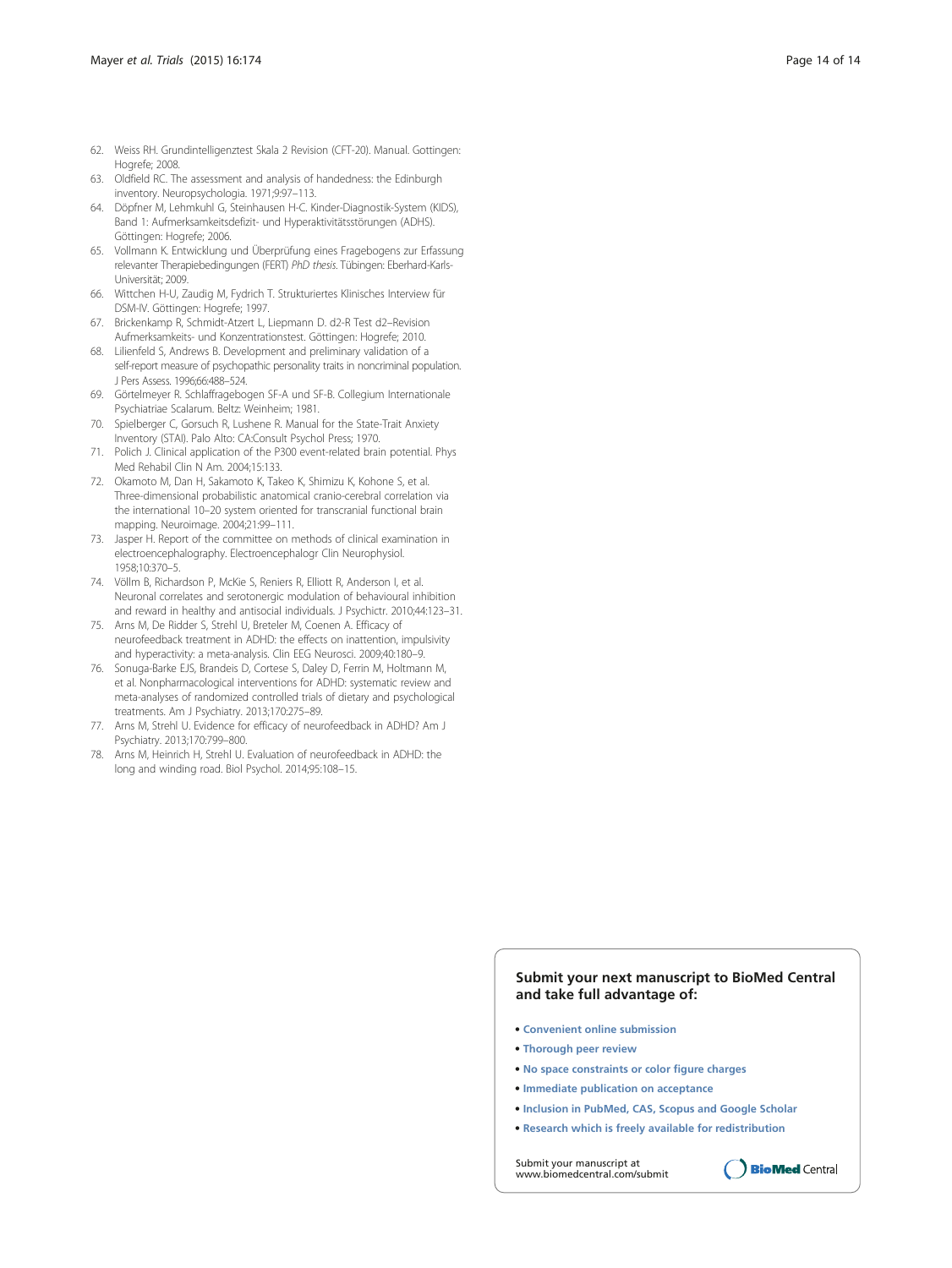62. Weiss RH. Grundintelligenztest Skala 2 Revision (CFT-20). Manual. Gottingen: Hogrefe; 2008.
63. Oldfield RC. The assessment and analysis of handedness: the Edinburgh inventory. Neuropsychologia. 1971;9:97–113.
64. Döpfner M, Lehmkuhl G, Steinhausen H-C. Kinder-Diagnostik-System (KIDS), Band 1: Aufmerksamkeitsdefizit- und Hyperaktivitätsstörungen (ADHS). Göttingen: Hogrefe; 2006.
65. Vollmann K. Entwicklung und Überprüfung eines Fragebogens zur Erfassung relevanter Therapiebedingungen (FERT) *PhD thesis*. Tübingen: Eberhard-Karls-Universität; 2009.
66. Wittchen H-U, Zaudig M, Fydrich T. Strukturiertes Klinisches Interview für DSM-IV. Göttingen: Hogrefe; 1997.
67. Brickenkamp R, Schmidt-Atzert L, Liepmann D. d2-R Test d2–Revision Aufmerksamkeits- und Konzentrationstest. Göttingen: Hogrefe; 2010.
68. Lilienfeld S, Andrews B. Development and preliminary validation of a self-report measure of psychopathic personality traits in noncriminal population. J Pers Assess. 1996;66:488–524.
69. Görtelmeyer R. Schlaffragebogen SF-A und SF-B. Collegium Internationale Psychiatriae Scalarum. Beltz: Weinheim; 1981.
70. Spielberger C, Gorsuch R, Lushene R. Manual for the State-Trait Anxiety Inventory (STAI). Palo Alto: CA:Consult Psychol Press; 1970.
71. Polich J. Clinical application of the P300 event-related brain potential. Phys Med Rehabil Clin N Am. 2004;15:133.
72. Okamoto M, Dan H, Sakamoto K, Takeo K, Shimizu K, Kohone S, et al. Three-dimensional probabilistic anatomical cranio-cerebral correlation via the international 10–20 system oriented for transcranial functional brain mapping. Neuroimage. 2004;21:99–111.
73. Jasper H. Report of the committee on methods of clinical examination in electroencephalography. Electroencephalogr Clin Neurophysiol. 1958;10:370–5.
74. Völlm B, Richardson P, McKie S, Reniers R, Elliott R, Anderson I, et al. Neuronal correlates and serotonergic modulation of behavioural inhibition and reward in healthy and antisocial individuals. J Psychictr. 2010;44:123–31.
75. Arns M, De Ridder S, Strehl U, Breteler M, Coenen A. Efficacy of neurofeedback treatment in ADHD: the effects on inattention, impulsivity and hyperactivity: a meta-analysis. Clin EEG Neurosci. 2009;40:180–9.
76. Sonuga-Barke EJS, Brandeis D, Cortese S, Daley D, Ferrin M, Holtmann M, et al. Nonpharmacological interventions for ADHD: systematic review and meta-analyses of randomized controlled trials of dietary and psychological treatments. Am J Psychiatry. 2013;170:275–89.
77. Arns M, Strehl U. Evidence for efficacy of neurofeedback in ADHD? Am J Psychiatry. 2013;170:799–800.
78. Arns M, Heinrich H, Strehl U. Evaluation of neurofeedback in ADHD: the long and winding road. Biol Psychol. 2014;95:108–15.

**Submit your next manuscript to BioMed Central and take full advantage of:**

- **Convenient online submission**
- **Thorough peer review**
- **No space constraints or color figure charges**
- **Immediate publication on acceptance**
- **Inclusion in PubMed, CAS, Scopus and Google Scholar**
- **Research which is freely available for redistribution**

Submit your manuscript at
www.biomedcentral.com/submit

BioMed Central